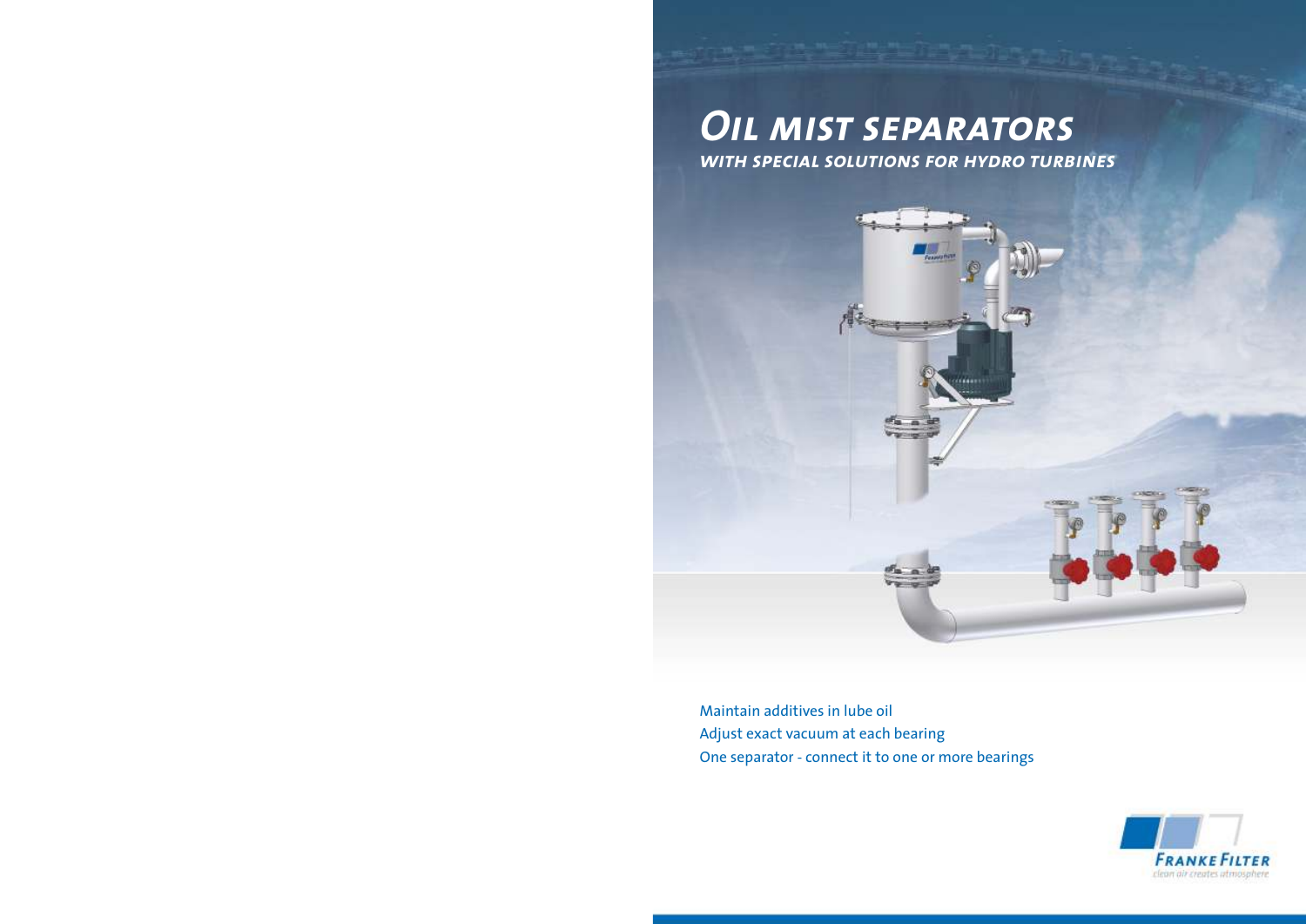# *Oil mist separators*

## *with special solutions for hydro turbines*

Maintain additives in lube oil
Adjust exact vacuum at each bearing
One separator - connect it to one or more bearings

**Franke Filter**
clean air creates atmosphere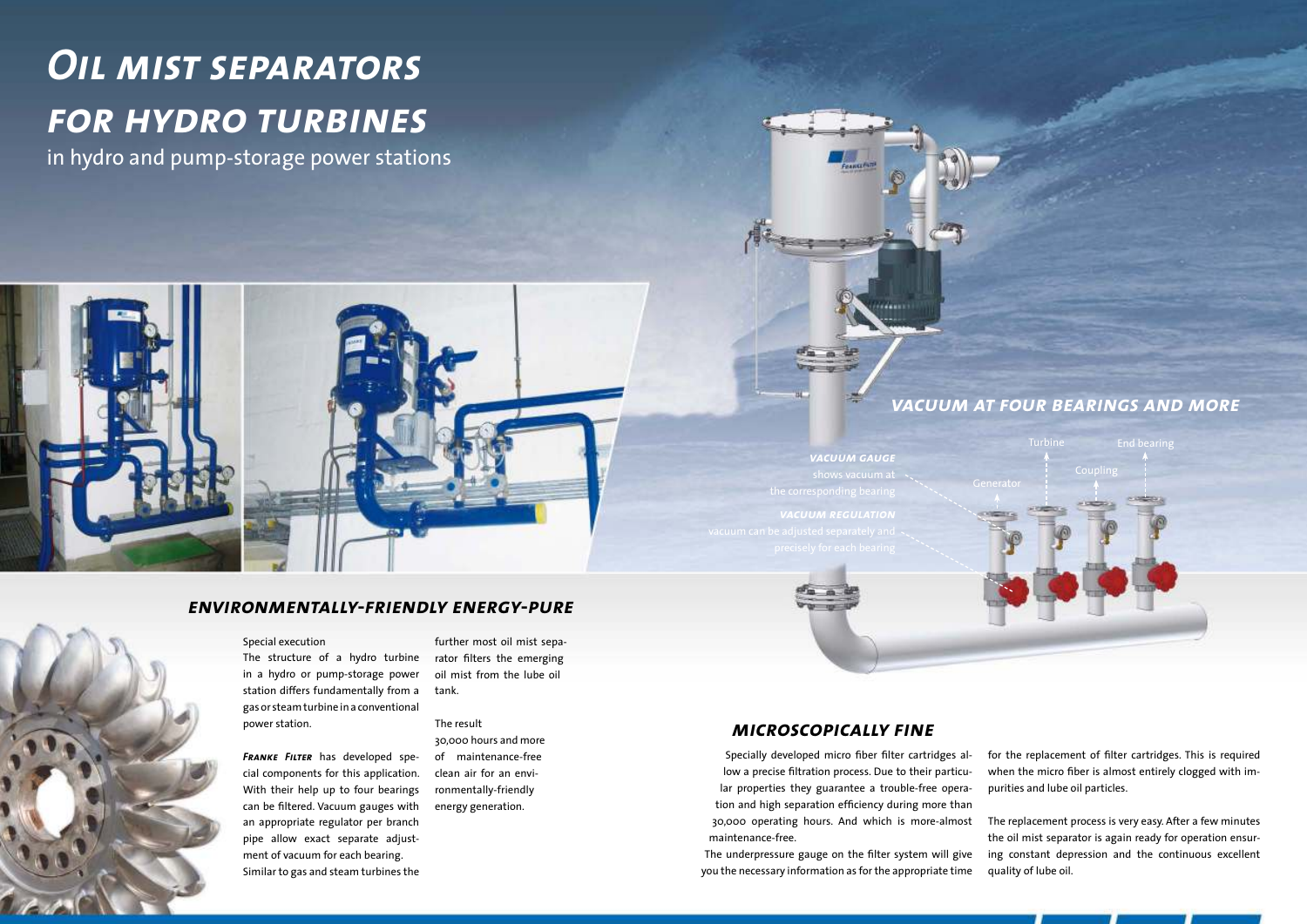# *Oil mist separators for hydro turbines*

in hydro and pump-storage power stations

## *Vacuum at four bearings and more*

***Vacuum gauge*** shows vacuum at the corresponding bearing

***Vacuum regulation*** vacuum can be adjusted separately and precisely for each bearing

Generator

Turbine

Coupling

End bearing

## *Environmentally-friendly energy-pure*

Special execution
The structure of a hydro turbine in a hydro or pump-storage power station differs fundamentally from a gas or steam turbine in a conventional power station.

***Franke Filter*** has developed special components for this application. With their help up to four bearings can be filtered. Vacuum gauges with an appropriate regulator per branch pipe allow exact separate adjustment of vacuum for each bearing.
Similar to gas and steam turbines the further most oil mist separator filters the emerging oil mist from the lube oil tank.

The result
30,000 hours and more of maintenance-free clean air for an environmentally-friendly energy generation.

## *Microscopically fine*

Specially developed micro fiber filter cartridges allow a precise filtration process. Due to their particular properties they guarantee a trouble-free operation and high separation efficiency during more than 30,000 operating hours. And which is more-almost maintenance-free.
The underpressure gauge on the filter system will give you the necessary information as for the appropriate time for the replacement of filter cartridges. This is required when the micro fiber is almost entirely clogged with impurities and lube oil particles.

The replacement process is very easy. After a few minutes the oil mist separator is again ready for operation ensuring constant depression and the continuous excellent quality of lube oil.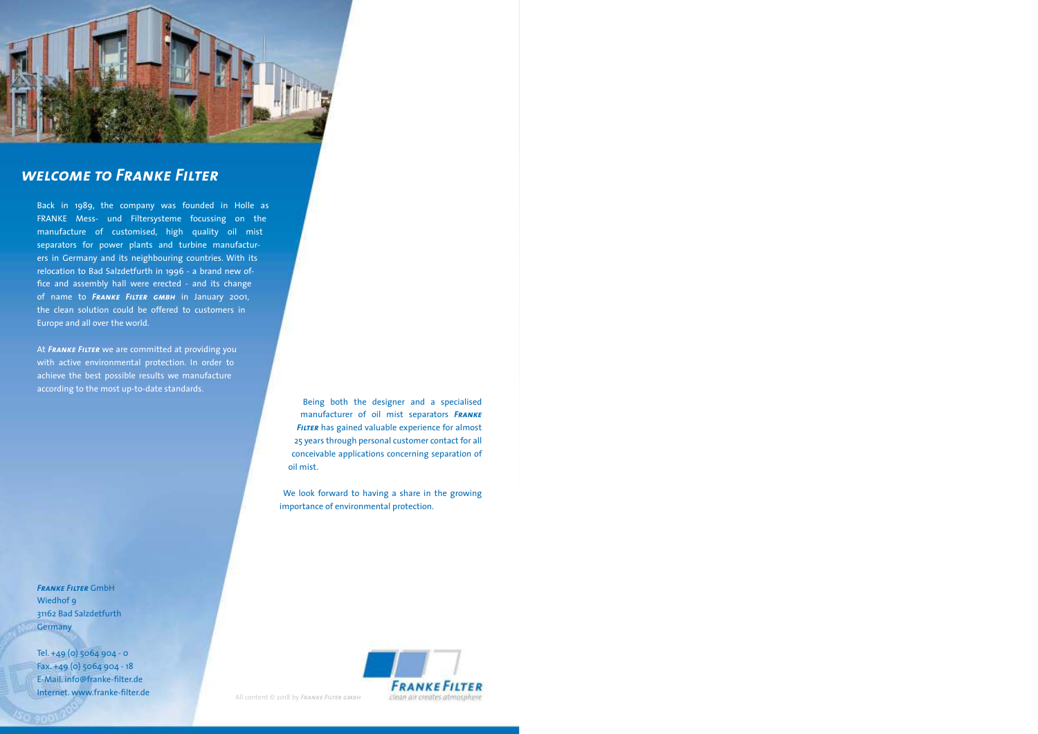## *welcome to Franke Filter*

Back in 1989, the company was founded in Holle as FRANKE Mess- und Filtersysteme focussing on the manufacture of customised, high quality oil mist separators for power plants and turbine manufacturers in Germany and its neighbouring countries. With its relocation to Bad Salzdetfurth in 1996 - a brand new office and assembly hall were erected - and its change of name to ***Franke Filter gmbh*** in January 2001, the clean solution could be offered to customers in Europe and all over the world.

At ***Franke Filter*** we are committed at providing you with active environmental protection. In order to achieve the best possible results we manufacture according to the most up-to-date standards.

Being both the designer and a specialised manufacturer of oil mist separators ***Franke Filter*** has gained valuable experience for almost 25 years through personal customer contact for all conceivable applications concerning separation of oil mist.

We look forward to having a share in the growing importance of environmental protection.

***Franke Filter*** GmbH
Wiedhof 9
31162 Bad Salzdetfurth
Germany

Tel. +49 (0) 5064 904 - 0
Fax. +49 (0) 5064 904 - 18
E-Mail. info@franke-filter.de
Internet. www.franke-filter.de

All content © 2018 by ***Franke Filter gmbh***

**Franke Filter**
clean air creates atmosphere